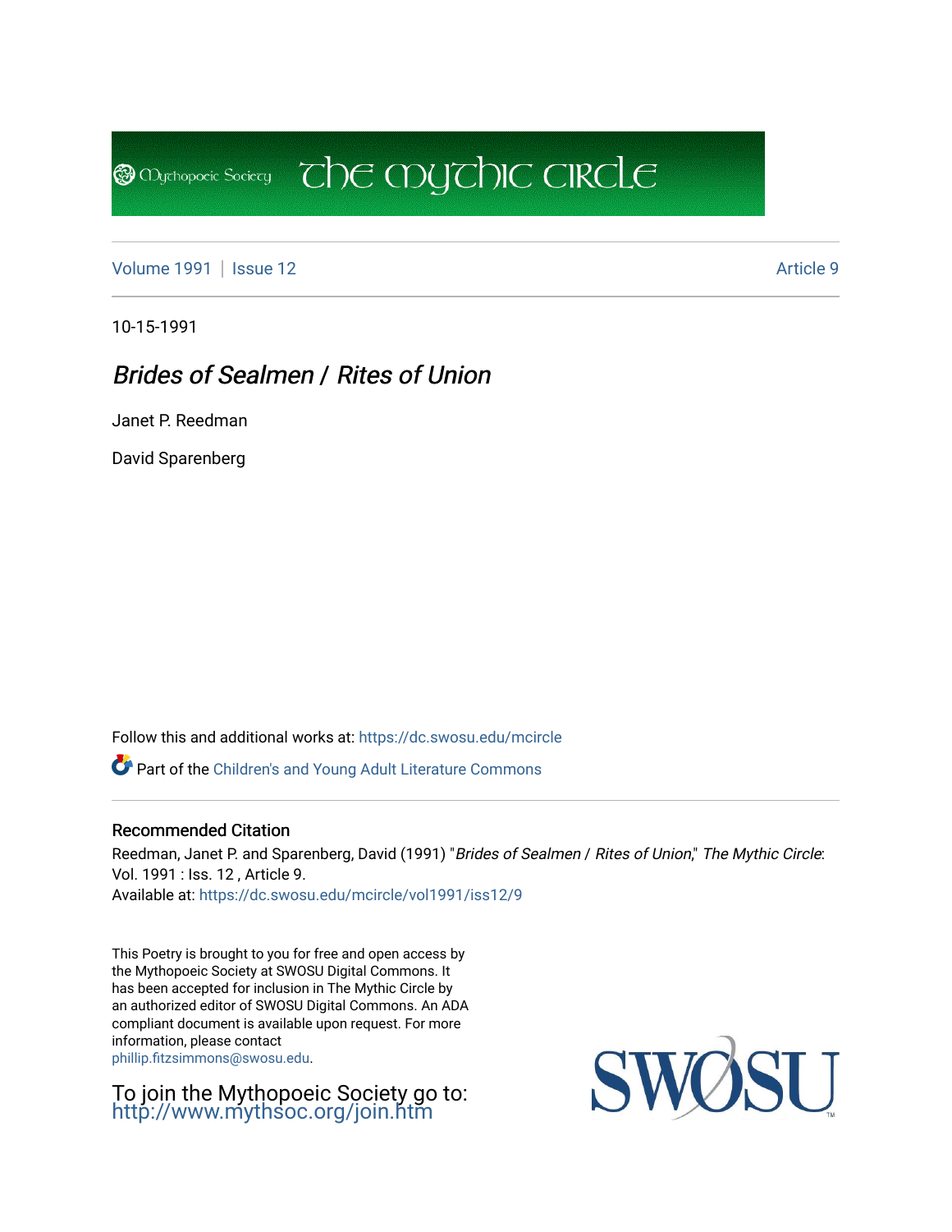Mythopoeic Society | The Mythic Circle

Volume 1991 | Issue 12 | Article 9

10-15-1991

# *Brides of Sealmen / Rites of Union*

Janet P. Reedman

David Sparenberg

Follow this and additional works at: https://dc.swosu.edu/mcircle

Part of the Children's and Young Adult Literature Commons

## Recommended Citation

Reedman, Janet P. and Sparenberg, David (1991) "*Brides of Sealmen / Rites of Union*," *The Mythic Circle*: Vol. 1991 : Iss. 12 , Article 9.
Available at: https://dc.swosu.edu/mcircle/vol1991/iss12/9

This Poetry is brought to you for free and open access by the Mythopoeic Society at SWOSU Digital Commons. It has been accepted for inclusion in The Mythic Circle by an authorized editor of SWOSU Digital Commons. An ADA compliant document is available upon request. For more information, please contact phillip.fitzsimmons@swosu.edu.

To join the Mythopoeic Society go to: http://www.mythsoc.org/join.htm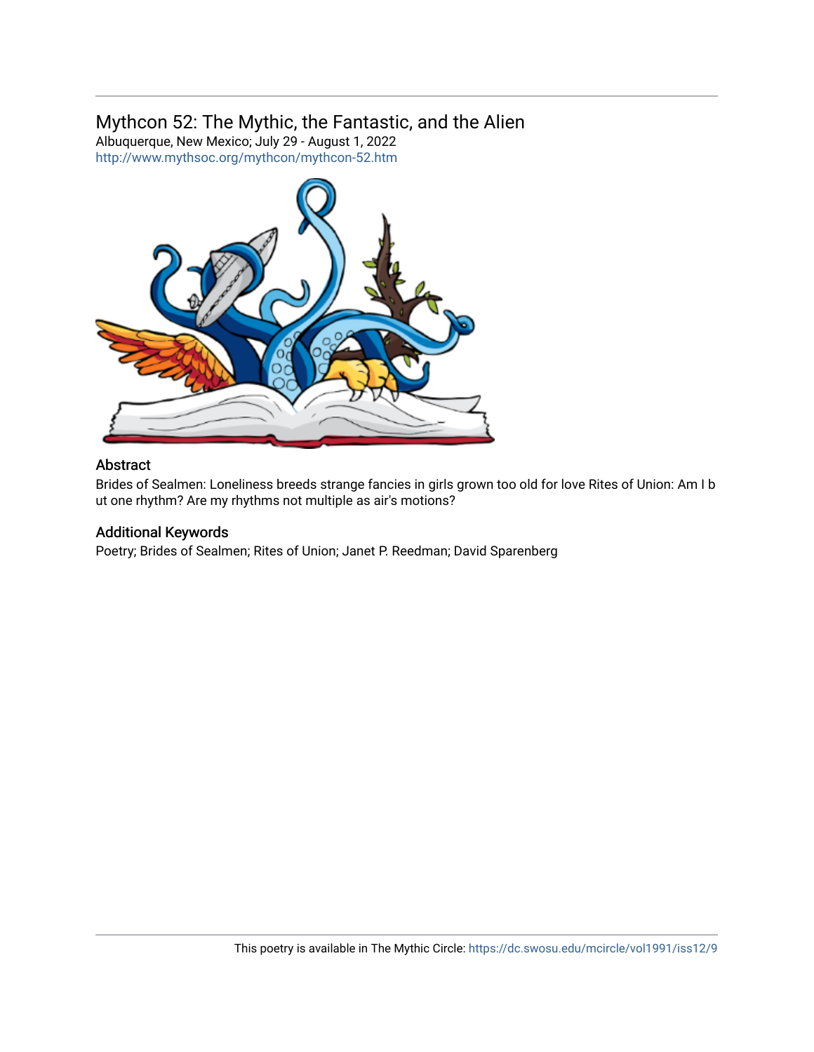## Mythcon 52: The Mythic, the Fantastic, and the Alien

Albuquerque, New Mexico; July 29 - August 1, 2022

http://www.mythsoc.org/mythcon/mythcon-52.htm

### Abstract

Brides of Sealmen: Loneliness breeds strange fancies in girls grown too old for love Rites of Union: Am I but one rhythm? Are my rhythms not multiple as air's motions?

### Additional Keywords

Poetry; Brides of Sealmen; Rites of Union; Janet P. Reedman; David Sparenberg

This poetry is available in The Mythic Circle: https://dc.swosu.edu/mcircle/vol1991/iss12/9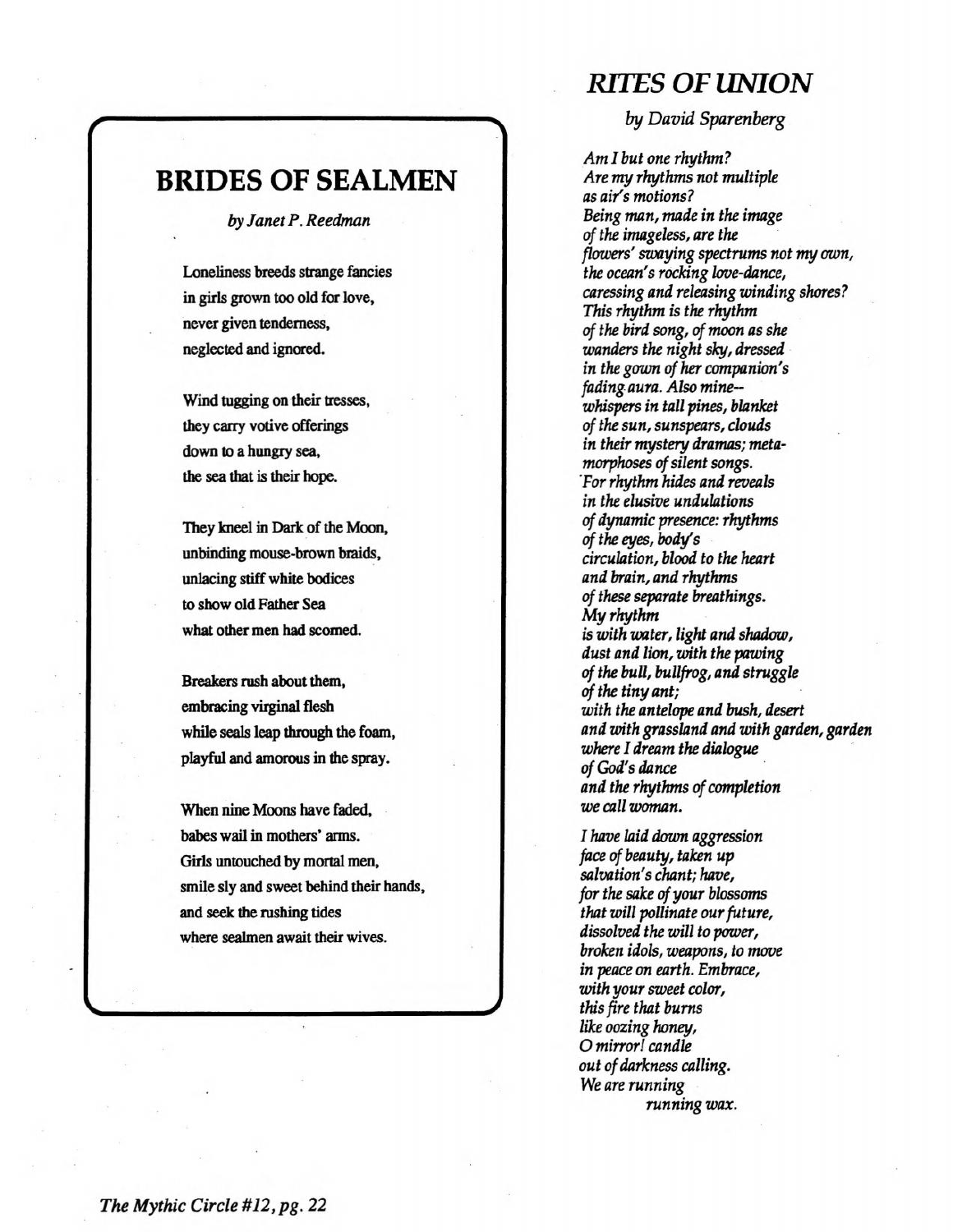## BRIDES OF SEALMEN

*by Janet P. Reedman*

Loneliness breeds strange fancies
in girls grown too old for love,
never given tenderness,
neglected and ignored.

Wind tugging on their tresses,
they carry votive offerings
down to a hungry sea,
the sea that is their hope.

They kneel in Dark of the Moon,
unbinding mouse-brown braids,
unlacing stiff white bodices
to show old Father Sea
what other men had scorned.

Breakers rush about them,
embracing virginal flesh
while seals leap through the foam,
playful and amorous in the spray.

When nine Moons have faded,
babes wail in mothers' arms.
Girls untouched by mortal men,
smile sly and sweet behind their hands,
and seek the rushing tides
where sealmen await their wives.

## *RITES OF UNION*

*by David Sparenberg*

*Am I but one rhythm?*
*Are my rhythms not multiple*
*as air's motions?*
*Being man, made in the image*
*of the imageless, are the*
*flowers' swaying spectrums not my own,*
*the ocean's rocking love-dance,*
*caressing and releasing winding shores?*
*This rhythm is the rhythm*
*of the bird song, of moon as she*
*wanders the night sky, dressed*
*in the gown of her companion's*
*fading aura. Also mine--*
*whispers in tall pines, blanket*
*of the sun, sunspears, clouds*
*in their mystery dramas; meta-*
*morphoses of silent songs.*
*For rhythm hides and reveals*
*in the elusive undulations*
*of dynamic presence: rhythms*
*of the eyes, body's*
*circulation, blood to the heart*
*and brain, and rhythms*
*of these separate breathings.*
*My rhythm*
*is with water, light and shadow,*
*dust and lion, with the pawing*
*of the bull, bullfrog, and struggle*
*of the tiny ant;*
*with the antelope and bush, desert*
*and with grassland and with garden, garden*
*where I dream the dialogue*
*of God's dance*
*and the rhythms of completion*
*we call woman.*

*I have laid down aggression*
*face of beauty, taken up*
*salvation's chant; have,*
*for the sake of your blossoms*
*that will pollinate our future,*
*dissolved the will to power,*
*broken idols, weapons, to move*
*in peace on earth. Embrace,*
*with your sweet color,*
*this fire that burns*
*like oozing honey,*
*O mirror! candle*
*out of darkness calling.*
*We are running*
*running wax.*